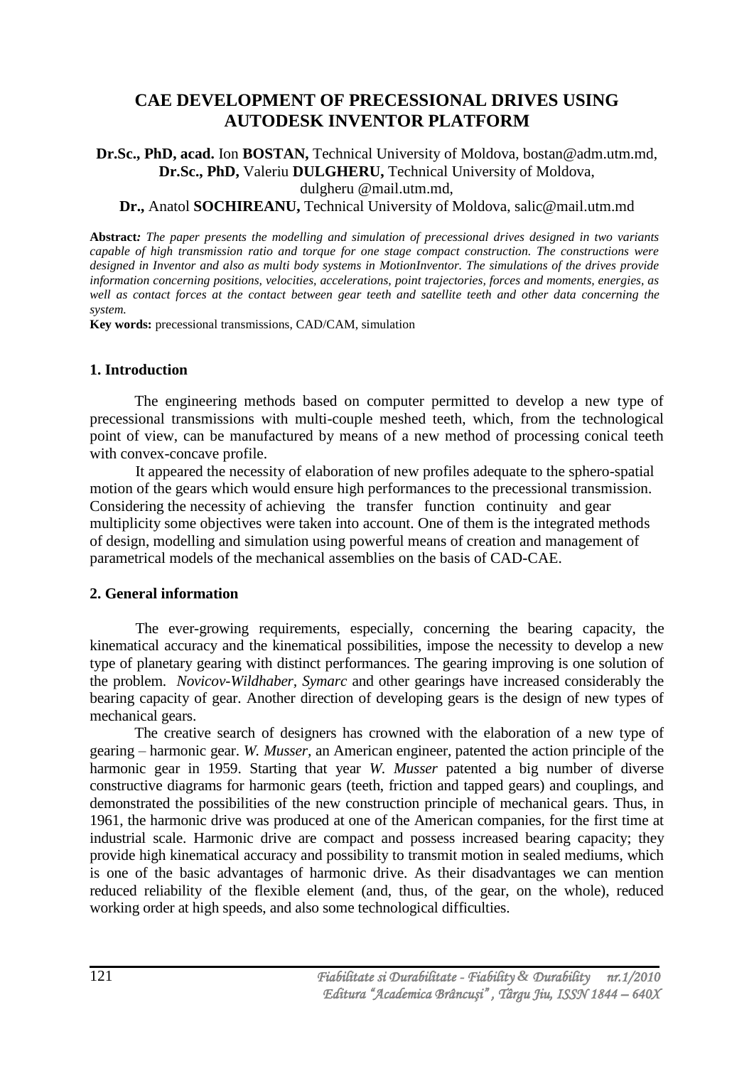# CAE DEVELOPMENT OF PRECESSIONAL DRIVES USING AUTODESK INVENTOR PLATFORM

**Dr.Sc., PhD, acad.** Ion **BOSTAN,** Technical University of Moldova, bostan@adm.utm.md,
**Dr.Sc., PhD,** Valeriu **DULGHERU,** Technical University of Moldova,
dulgheru @mail.utm.md,
**Dr.,** Anatol **SOCHIREANU,** Technical University of Moldova, salic@mail.utm.md

**Abstract:** *The paper presents the modelling and simulation of precessional drives designed in two variants capable of high transmission ratio and torque for one stage compact construction. The constructions were designed in Inventor and also as multi body systems in MotionInventor. The simulations of the drives provide information concerning positions, velocities, accelerations, point trajectories, forces and moments, energies, as well as contact forces at the contact between gear teeth and satellite teeth and other data concerning the system.*

**Key words:** precessional transmissions, CAD/CAM, simulation

## 1. Introduction

The engineering methods based on computer permitted to develop a new type of precessional transmissions with multi-couple meshed teeth, which, from the technological point of view, can be manufactured by means of a new method of processing conical teeth with convex-concave profile.

It appeared the necessity of elaboration of new profiles adequate to the sphero-spatial motion of the gears which would ensure high performances to the precessional transmission. Considering the necessity of achieving the transfer function continuity and gear multiplicity some objectives were taken into account. One of them is the integrated methods of design, modelling and simulation using powerful means of creation and management of parametrical models of the mechanical assemblies on the basis of CAD-CAE.

## 2. General information

The ever-growing requirements, especially, concerning the bearing capacity, the kinematical accuracy and the kinematical possibilities, impose the necessity to develop a new type of planetary gearing with distinct performances. The gearing improving is one solution of the problem. *Novicov-Wildhaber*, *Symarc* and other gearings have increased considerably the bearing capacity of gear. Another direction of developing gears is the design of new types of mechanical gears.

The creative search of designers has crowned with the elaboration of a new type of gearing – harmonic gear. *W. Musser*, an American engineer, patented the action principle of the harmonic gear in 1959. Starting that year *W. Musser* patented a big number of diverse constructive diagrams for harmonic gears (teeth, friction and tapped gears) and couplings, and demonstrated the possibilities of the new construction principle of mechanical gears. Thus, in 1961, the harmonic drive was produced at one of the American companies, for the first time at industrial scale. Harmonic drive are compact and possess increased bearing capacity; they provide high kinematical accuracy and possibility to transmit motion in sealed mediums, which is one of the basic advantages of harmonic drive. As their disadvantages we can mention reduced reliability of the flexible element (and, thus, of the gear, on the whole), reduced working order at high speeds, and also some technological difficulties.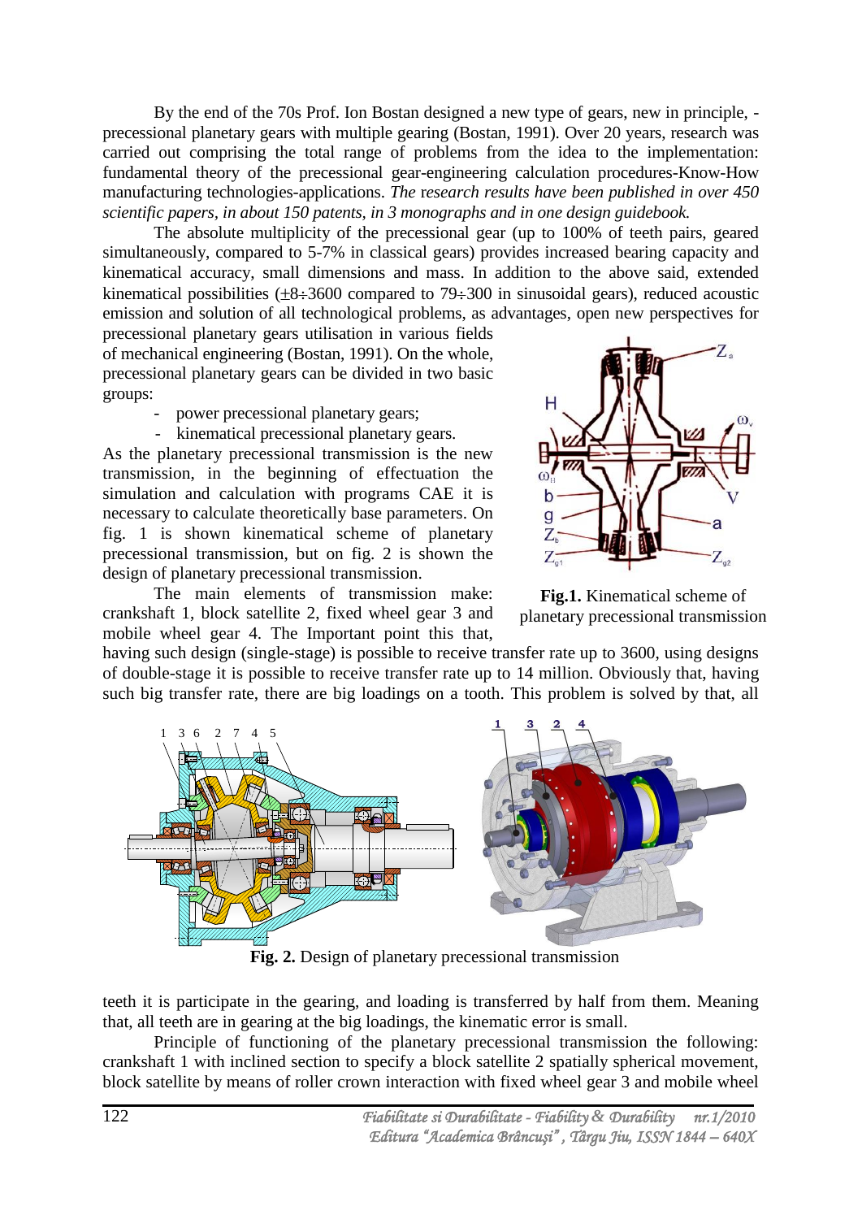By the end of the 70s Prof. Ion Bostan designed a new type of gears, new in principle, - precessional planetary gears with multiple gearing (Bostan, 1991). Over 20 years, research was carried out comprising the total range of problems from the idea to the implementation: fundamental theory of the precessional gear-engineering calculation procedures-Know-How manufacturing technologies-applications. *The research results have been published in over 450 scientific papers, in about 150 patents, in 3 monographs and in one design guidebook.*

The absolute multiplicity of the precessional gear (up to 100% of teeth pairs, geared simultaneously, compared to 5-7% in classical gears) provides increased bearing capacity and kinematical accuracy, small dimensions and mass. In addition to the above said, extended kinematical possibilities ($\pm 8 \div 3600$ compared to $79 \div 300$ in sinusoidal gears), reduced acoustic emission and solution of all technological problems, as advantages, open new perspectives for precessional planetary gears utilisation in various fields of mechanical engineering (Bostan, 1991). On the whole, precessional planetary gears can be divided in two basic groups:

- power precessional planetary gears;
- kinematical precessional planetary gears.

As the planetary precessional transmission is the new transmission, in the beginning of effectuation the simulation and calculation with programs CAE it is necessary to calculate theoretically base parameters. On fig. 1 is shown kinematical scheme of planetary precessional transmission, but on fig. 2 is shown the design of planetary precessional transmission.

**Fig.1.** Kinematical scheme of planetary precessional transmission

The main elements of transmission make: crankshaft 1, block satellite 2, fixed wheel gear 3 and mobile wheel gear 4. The Important point this that, having such design (single-stage) is possible to receive transfer rate up to 3600, using designs of double-stage it is possible to receive transfer rate up to 14 million. Obviously that, having such big transfer rate, there are big loadings on a tooth. This problem is solved by that, all

**Fig. 2.** Design of planetary precessional transmission

teeth it is participate in the gearing, and loading is transferred by half from them. Meaning that, all teeth are in gearing at the big loadings, the kinematic error is small.

Principle of functioning of the planetary precessional transmission the following: crankshaft 1 with inclined section to specify a block satellite 2 spatially spherical movement, block satellite by means of roller crown interaction with fixed wheel gear 3 and mobile wheel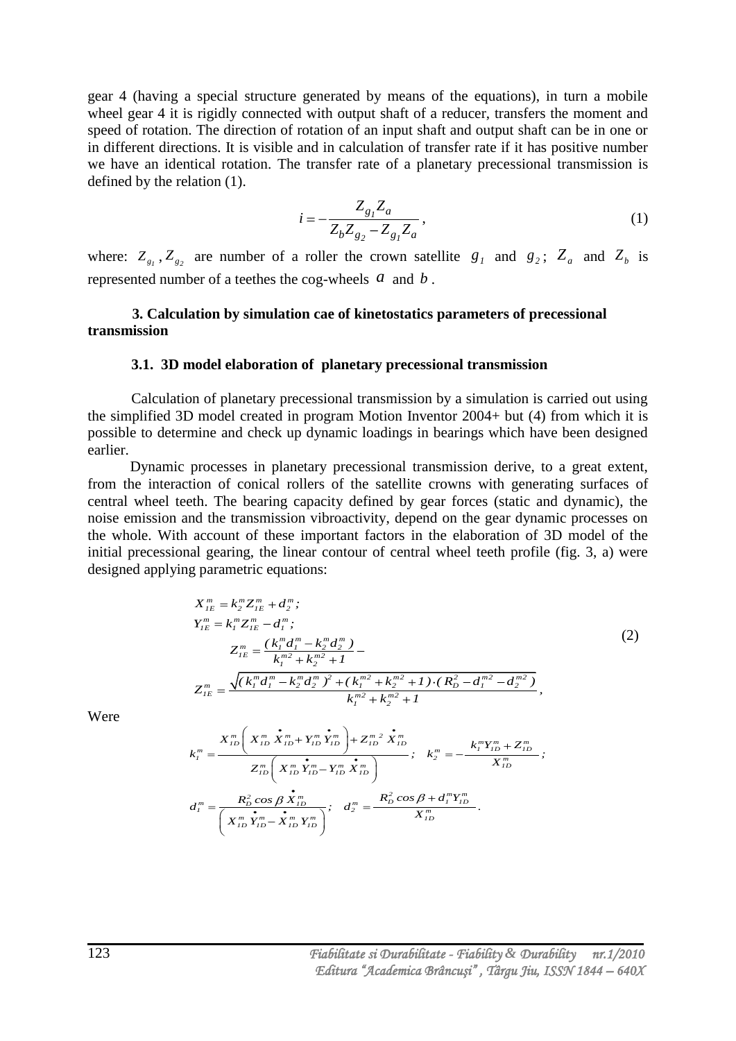gear 4 (having a special structure generated by means of the equations), in turn a mobile wheel gear 4 it is rigidly connected with output shaft of a reducer, transfers the moment and speed of rotation. The direction of rotation of an input shaft and output shaft can be in one or in different directions. It is visible and in calculation of transfer rate if it has positive number we have an identical rotation. The transfer rate of a planetary precessional transmission is defined by the relation (1).

$$i = -\frac{Z_{g_1} Z_a}{Z_b Z_{g_2} - Z_{g_1} Z_a}, \tag{1}$$

where: $Z_{g_1}, Z_{g_2}$ are number of a roller the crown satellite $g_1$ and $g_2$; $Z_a$ and $Z_b$ is represented number of a teethes the cog-wheels $a$ and $b$.

### 3. Calculation by simulation cae of kinetostatics parameters of precessional transmission

#### 3.1. 3D model elaboration of planetary precessional transmission

Calculation of planetary precessional transmission by a simulation is carried out using the simplified 3D model created in program Motion Inventor 2004+ but (4) from which it is possible to determine and check up dynamic loadings in bearings which have been designed earlier.

Dynamic processes in planetary precessional transmission derive, to a great extent, from the interaction of conical rollers of the satellite crowns with generating surfaces of central wheel teeth. The bearing capacity defined by gear forces (static and dynamic), the noise emission and the transmission vibroactivity, depend on the gear dynamic processes on the whole. With account of these important factors in the elaboration of 3D model of the initial precessional gearing, the linear contour of central wheel teeth profile (fig. 3, a) were designed applying parametric equations:

$$\begin{aligned}
&X_{1E}^m = k_2^m Z_{1E}^m + d_2^m;\\
&Y_{1E}^m = k_1^m Z_{1E}^m - d_1^m;\\
&\qquad Z_{1E}^m = \frac{(k_1^m d_1^m - k_2^m d_2^m)}{k_1^{m2} + k_2^{m2} + 1} - \\
&Z_{1E}^m = \frac{\sqrt{(k_1^m d_1^m - k_2^m d_2^m)^2 + (k_1^{m2} + k_2^{m2} + 1)\cdot(R_D^2 - d_1^{m2} - d_2^{m2})}}{k_1^{m2} + k_2^{m2} + 1},
\end{aligned} \tag{2}$$

Were

$$k_1^m = \frac{X_{1D}^m\left(X_{1D}^m \dot{X}_{1D}^m + Y_{1D}^m \dot{Y}_{1D}^m\right) + Z_{1D}^{m\,2}\dot{X}_{1D}^m}{Z_{1D}^m\left(X_{1D}^m \dot{Y}_{1D}^m - Y_{1D}^m \dot{X}_{1D}^m\right)}; \quad k_2^m = -\frac{k_1^m Y_{1D}^m + Z_{1D}^m}{X_{1D}^m};$$

$$d_1^m = \frac{R_D^2 \cos\beta\, \dot{X}_{1D}^m}{\left(X_{1D}^m \dot{Y}_{1D}^m - \dot{X}_{1D}^m Y_{1D}^m\right)}; \quad d_2^m = \frac{R_D^2 \cos\beta + d_1^m Y_{1D}^m}{X_{1D}^m}.$$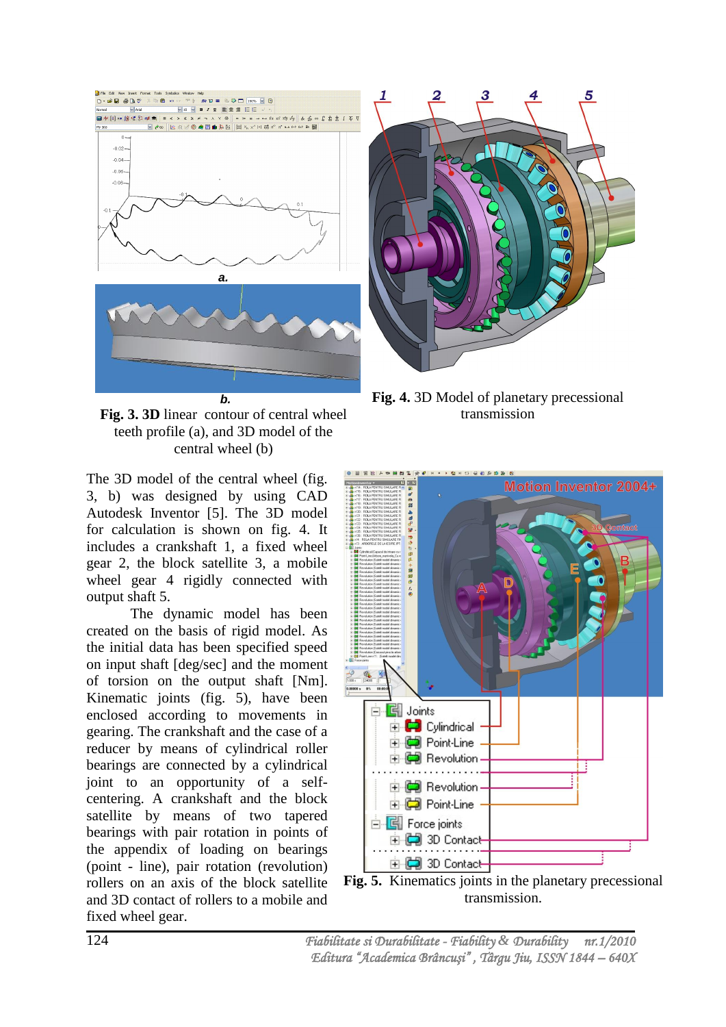**Fig. 3. 3D** linear contour of central wheel teeth profile (a), and 3D model of the central wheel (b)

**Fig. 4.** 3D Model of planetary precessional transmission

The 3D model of the central wheel (fig. 3, b) was designed by using CAD Autodesk Inventor [5]. The 3D model for calculation is shown on fig. 4. It includes a crankshaft 1, a fixed wheel gear 2, the block satellite 3, a mobile wheel gear 4 rigidly connected with output shaft 5.

The dynamic model has been created on the basis of rigid model. As the initial data has been specified speed on input shaft [deg/sec] and the moment of torsion on the output shaft [Nm]. Kinematic joints (fig. 5), have been enclosed according to movements in gearing. The crankshaft and the case of a reducer by means of cylindrical roller bearings are connected by a cylindrical joint to an opportunity of a self-centering. A crankshaft and the block satellite by means of two tapered bearings with pair rotation in points of the appendix of loading on bearings (point - line), pair rotation (revolution) rollers on an axis of the block satellite and 3D contact of rollers to a mobile and fixed wheel gear.

**Fig. 5.** Kinematics joints in the planetary precessional transmission.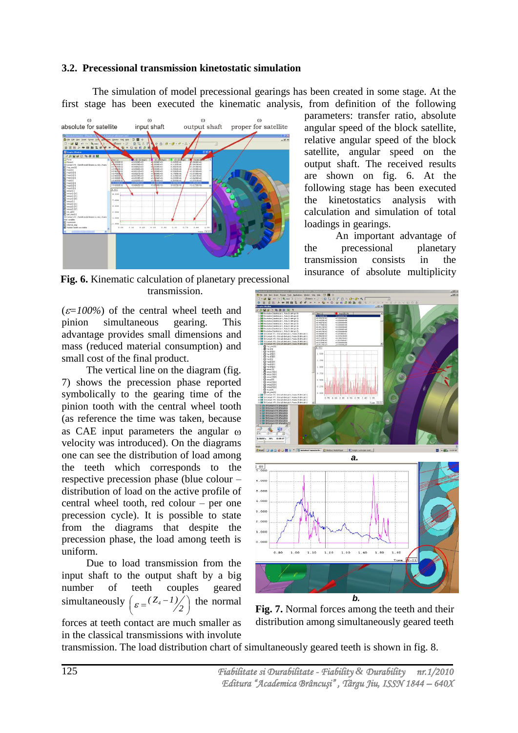### 3.2. Precessional transmission kinetostatic simulation

The simulation of model precessional gearings has been created in some stage. At the first stage has been executed the kinematic analysis, from definition of the following parameters: transfer ratio, absolute angular speed of the block satellite, relative angular speed of the block satellite, angular speed on the output shaft. The received results are shown on fig. 6. At the following stage has been executed the kinetostatics analysis with calculation and simulation of total loadings in gearings.

An important advantage of the precessional planetary transmission consists in the insurance of absolute multiplicity ($\varepsilon$=100%) of the central wheel teeth and pinion simultaneous gearing. This advantage provides small dimensions and mass (reduced material consumption) and small cost of the final product.

**Fig. 6.** Kinematic calculation of planetary precessional transmission.

The vertical line on the diagram (fig. 7) shows the precession phase reported symbolically to the gearing time of the pinion tooth with the central wheel tooth (as reference the time was taken, because as CAE input parameters the angular $\omega$ velocity was introduced). On the diagrams one can see the distribution of load among the teeth which corresponds to the respective precession phase (blue colour – distribution of load on the active profile of central wheel tooth, red colour – per one precession cycle). It is possible to state from the diagrams that despite the precession phase, the load among teeth is uniform.

Due to load transmission from the input shaft to the output shaft by a big number of teeth couples geared simultaneously $\left(\varepsilon = {(Z_4 - 1)}\!\!\big/_{2}\right)$ the normal forces at teeth contact are much smaller as in the classical transmissions with involute transmission. The load distribution chart of simultaneously geared teeth is shown in fig. 8.

**Fig. 7.** Normal forces among the teeth and their distribution among simultaneously geared teeth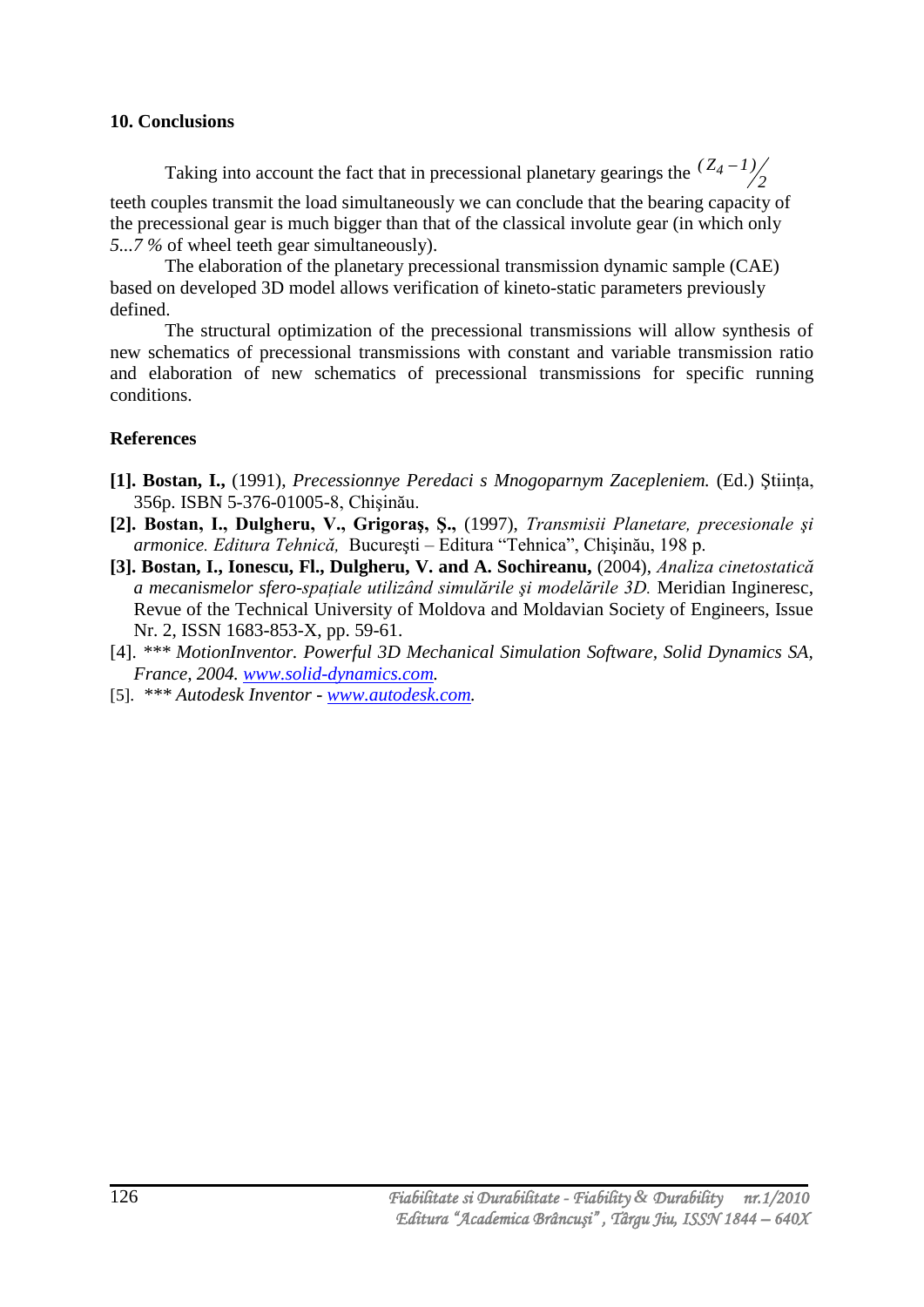## 10. Conclusions

Taking into account the fact that in precessional planetary gearings the $(Z_4 - 1)/2$ teeth couples transmit the load simultaneously we can conclude that the bearing capacity of the precessional gear is much bigger than that of the classical involute gear (in which only *5...7 %* of wheel teeth gear simultaneously).

The elaboration of the planetary precessional transmission dynamic sample (CAE) based on developed 3D model allows verification of kineto-static parameters previously defined.

The structural optimization of the precessional transmissions will allow synthesis of new schematics of precessional transmissions with constant and variable transmission ratio and elaboration of new schematics of precessional transmissions for specific running conditions.

## References

**[1]. Bostan, I.,** (1991), *Precessionnye Peredaci s Mnogoparnym Zacepleniem.* (Ed.) Ştiința, 356p. ISBN 5-376-01005-8, Chișinău.

**[2]. Bostan, I., Dulgheru, V., Grigoraş, Ş.,** (1997), *Transmisii Planetare, precesionale şi armonice. Editura Tehnică,* Bucureşti – Editura "Tehnica", Chişinău, 198 p.

**[3]. Bostan, I., Ionescu, Fl., Dulgheru, V. and A. Sochireanu,** (2004), *Analiza cinetostatică a mecanismelor sfero-spațiale utilizând simulările şi modelările 3D.* Meridian Ingineresc, Revue of the Technical University of Moldova and Moldavian Society of Engineers, Issue Nr. 2, ISSN 1683-853-X, pp. 59-61.

[4]. *\*\*\* MotionInventor. Powerful 3D Mechanical Simulation Software, Solid Dynamics SA, France, 2004. www.solid-dynamics.com.*

[5]. *\*\*\* Autodesk Inventor - www.autodesk.com.*